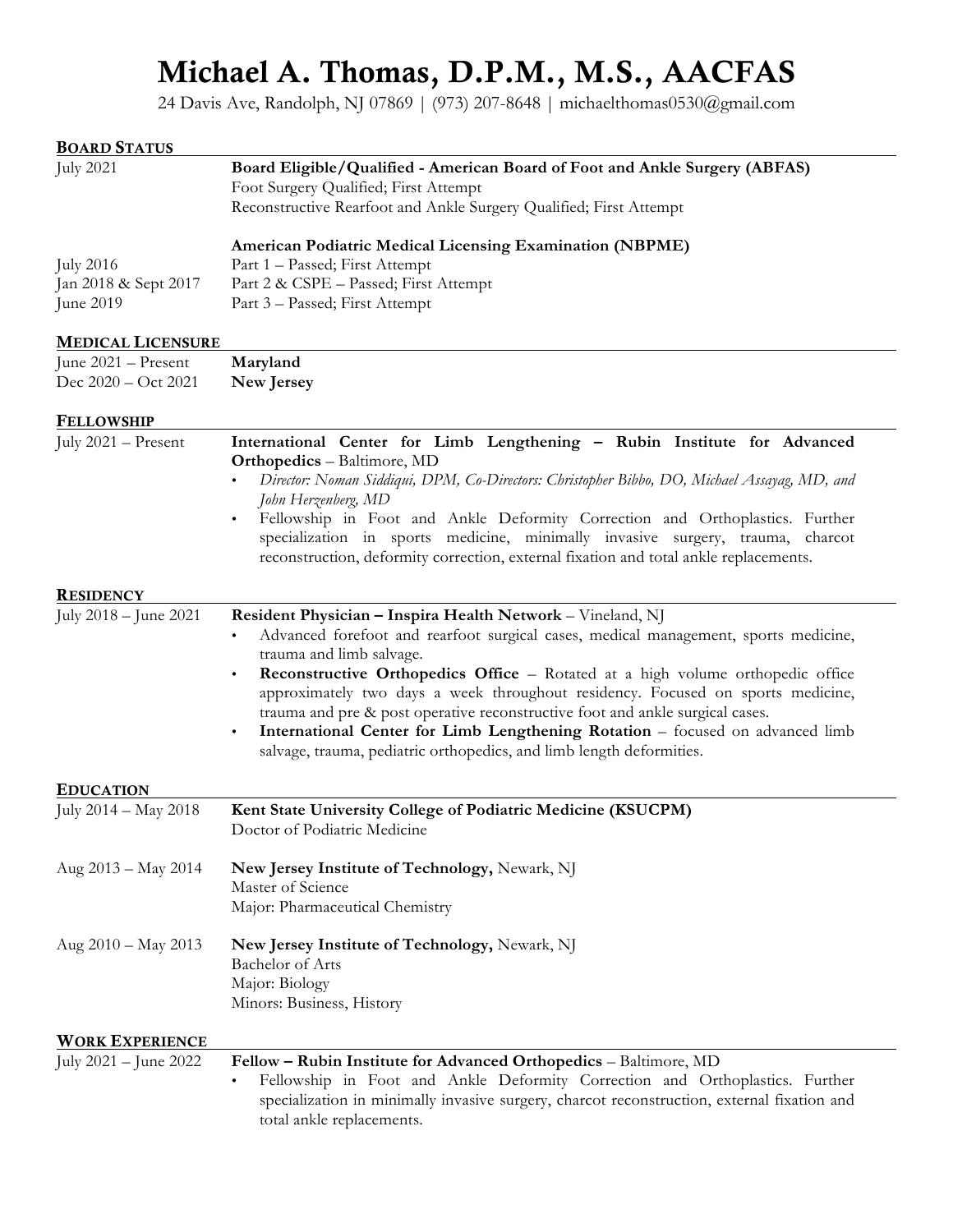# Michael A. Thomas, D.P.M., M.S., AACFAS

24 Davis Ave, Randolph, NJ 07869 | (973) 207-8648 | michaelthomas0530@gmail.com

## BOARD STATUS

July 2021 — **Board Eligible/Qualified - American Board of Foot and Ankle Surgery (ABFAS)**
Foot Surgery Qualified; First Attempt
Reconstructive Rearfoot and Ankle Surgery Qualified; First Attempt

**American Podiatric Medical Licensing Examination (NBPME)**

July 2016 — Part 1 – Passed; First Attempt
Jan 2018 & Sept 2017 — Part 2 & CSPE – Passed; First Attempt
June 2019 — Part 3 – Passed; First Attempt

## MEDICAL LICENSURE

June 2021 – Present — **Maryland**
Dec 2020 – Oct 2021 — **New Jersey**

## FELLOWSHIP

July 2021 – Present — **International Center for Limb Lengthening – Rubin Institute for Advanced Orthopedics** – Baltimore, MD

- *Director: Noman Siddiqui, DPM, Co-Directors: Christopher Bibbo, DO, Michael Assayag, MD, and John Herzenberg, MD*
- Fellowship in Foot and Ankle Deformity Correction and Orthoplastics. Further specialization in sports medicine, minimally invasive surgery, trauma, charcot reconstruction, deformity correction, external fixation and total ankle replacements.

## RESIDENCY

July 2018 – June 2021 — **Resident Physician – Inspira Health Network** – Vineland, NJ

- Advanced forefoot and rearfoot surgical cases, medical management, sports medicine, trauma and limb salvage.
- **Reconstructive Orthopedics Office** – Rotated at a high volume orthopedic office approximately two days a week throughout residency. Focused on sports medicine, trauma and pre & post operative reconstructive foot and ankle surgical cases.
- **International Center for Limb Lengthening Rotation** – focused on advanced limb salvage, trauma, pediatric orthopedics, and limb length deformities.

## EDUCATION

July 2014 – May 2018 — **Kent State University College of Podiatric Medicine (KSUCPM)**
Doctor of Podiatric Medicine

Aug 2013 – May 2014 — **New Jersey Institute of Technology,** Newark, NJ
Master of Science
Major: Pharmaceutical Chemistry

Aug 2010 – May 2013 — **New Jersey Institute of Technology,** Newark, NJ
Bachelor of Arts
Major: Biology
Minors: Business, History

## WORK EXPERIENCE

July 2021 – June 2022 — **Fellow – Rubin Institute for Advanced Orthopedics** – Baltimore, MD

- Fellowship in Foot and Ankle Deformity Correction and Orthoplastics. Further specialization in minimally invasive surgery, charcot reconstruction, external fixation and total ankle replacements.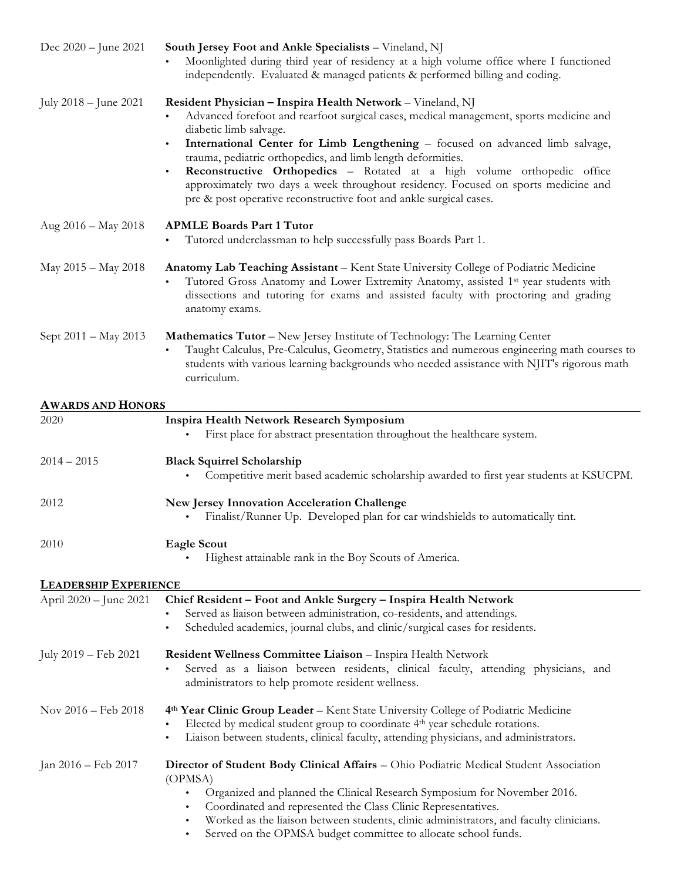Dec 2020 – June 2021 **South Jersey Foot and Ankle Specialists** – Vineland, NJ

- Moonlighted during third year of residency at a high volume office where I functioned independently. Evaluated & managed patients & performed billing and coding.

July 2018 – June 2021 **Resident Physician – Inspira Health Network** – Vineland, NJ

- Advanced forefoot and rearfoot surgical cases, medical management, sports medicine and diabetic limb salvage.
- **International Center for Limb Lengthening** – focused on advanced limb salvage, trauma, pediatric orthopedics, and limb length deformities.
- **Reconstructive Orthopedics** – Rotated at a high volume orthopedic office approximately two days a week throughout residency. Focused on sports medicine and pre & post operative reconstructive foot and ankle surgical cases.

Aug 2016 – May 2018 **APMLE Boards Part 1 Tutor**

- Tutored underclassman to help successfully pass Boards Part 1.

May 2015 – May 2018 **Anatomy Lab Teaching Assistant** – Kent State University College of Podiatric Medicine

- Tutored Gross Anatomy and Lower Extremity Anatomy, assisted 1st year students with dissections and tutoring for exams and assisted faculty with proctoring and grading anatomy exams.

Sept 2011 – May 2013 **Mathematics Tutor** – New Jersey Institute of Technology: The Learning Center

- Taught Calculus, Pre-Calculus, Geometry, Statistics and numerous engineering math courses to students with various learning backgrounds who needed assistance with NJIT's rigorous math curriculum.

## AWARDS AND HONORS

2020 **Inspira Health Network Research Symposium**

- First place for abstract presentation throughout the healthcare system.

2014 – 2015 **Black Squirrel Scholarship**

- Competitive merit based academic scholarship awarded to first year students at KSUCPM.

2012 **New Jersey Innovation Acceleration Challenge**

- Finalist/Runner Up. Developed plan for car windshields to automatically tint.

2010 **Eagle Scout**

- Highest attainable rank in the Boy Scouts of America.

## LEADERSHIP EXPERIENCE

April 2020 – June 2021 **Chief Resident – Foot and Ankle Surgery – Inspira Health Network**

- Served as liaison between administration, co-residents, and attendings.
- Scheduled academics, journal clubs, and clinic/surgical cases for residents.

July 2019 – Feb 2021 **Resident Wellness Committee Liaison** – Inspira Health Network

- Served as a liaison between residents, clinical faculty, attending physicians, and administrators to help promote resident wellness.

Nov 2016 – Feb 2018 **4th Year Clinic Group Leader** – Kent State University College of Podiatric Medicine

- Elected by medical student group to coordinate 4th year schedule rotations.
- Liaison between students, clinical faculty, attending physicians, and administrators.

Jan 2016 – Feb 2017 **Director of Student Body Clinical Affairs** – Ohio Podiatric Medical Student Association (OPMSA)

- Organized and planned the Clinical Research Symposium for November 2016.
- Coordinated and represented the Class Clinic Representatives.
- Worked as the liaison between students, clinic administrators, and faculty clinicians.
- Served on the OPMSA budget committee to allocate school funds.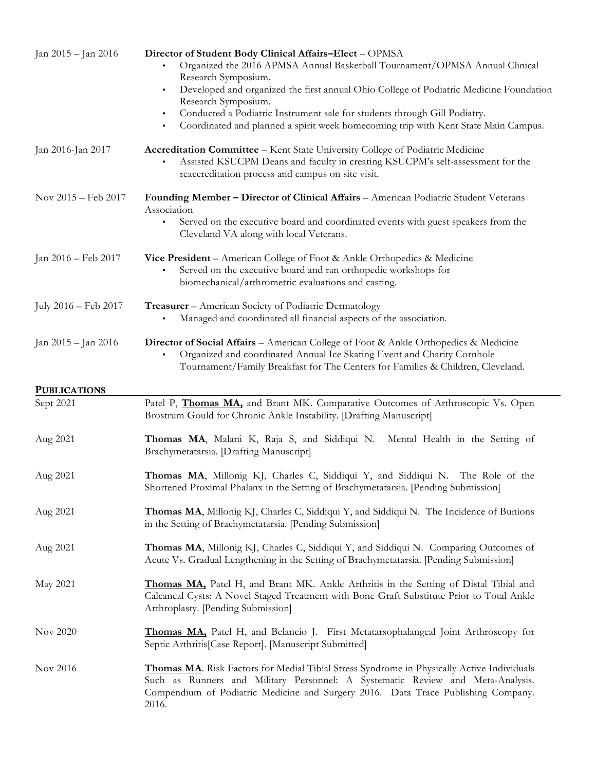Jan 2015 – Jan 2016 **Director of Student Body Clinical Affairs–Elect** – OPMSA

- Organized the 2016 APMSA Annual Basketball Tournament/OPMSA Annual Clinical Research Symposium.
- Developed and organized the first annual Ohio College of Podiatric Medicine Foundation Research Symposium.
- Conducted a Podiatric Instrument sale for students through Gill Podiatry.
- Coordinated and planned a spirit week homecoming trip with Kent State Main Campus.

Jan 2016-Jan 2017 **Accreditation Committee** – Kent State University College of Podiatric Medicine

- Assisted KSUCPM Deans and faculty in creating KSUCPM's self-assessment for the reaccreditation process and campus on site visit.

Nov 2015 – Feb 2017 **Founding Member – Director of Clinical Affairs** – American Podiatric Student Veterans Association

- Served on the executive board and coordinated events with guest speakers from the Cleveland VA along with local Veterans.

Jan 2016 – Feb 2017 **Vice President** – American College of Foot & Ankle Orthopedics & Medicine

- Served on the executive board and ran orthopedic workshops for biomechanical/arthrometric evaluations and casting.

July 2016 – Feb 2017 **Treasurer** – American Society of Podiatric Dermatology

- Managed and coordinated all financial aspects of the association.

Jan 2015 – Jan 2016 **Director of Social Affairs** – American College of Foot & Ankle Orthopedics & Medicine

- Organized and coordinated Annual Ice Skating Event and Charity Cornhole Tournament/Family Breakfast for The Centers for Families & Children, Cleveland.

## PUBLICATIONS

Sept 2021 Patel P, **Thomas MA,** and Brant MK. Comparative Outcomes of Arthroscopic Vs. Open Brostrum Gould for Chronic Ankle Instability. [Drafting Manuscript]

Aug 2021 **Thomas MA**, Malani K, Raja S, and Siddiqui N. Mental Health in the Setting of Brachymetatarsia. [Drafting Manuscript]

Aug 2021 **Thomas MA**, Millonig KJ, Charles C, Siddiqui Y, and Siddiqui N. The Role of the Shortened Proximal Phalanx in the Setting of Brachymetatarsia. [Pending Submission]

Aug 2021 **Thomas MA**, Millonig KJ, Charles C, Siddiqui Y, and Siddiqui N. The Incidence of Bunions in the Setting of Brachymetatarsia. [Pending Submission]

Aug 2021 **Thomas MA**, Millonig KJ, Charles C, Siddiqui Y, and Siddiqui N. Comparing Outcomes of Acute Vs. Gradual Lengthening in the Setting of Brachymetatarsia. [Pending Submission]

May 2021 **Thomas MA,** Patel H, and Brant MK. Ankle Arthritis in the Setting of Distal Tibial and Calcaneal Cysts: A Novel Staged Treatment with Bone Graft Substitute Prior to Total Ankle Arthroplasty. [Pending Submission]

Nov 2020 **Thomas MA,** Patel H, and Belancio J. First Metatarsophalangeal Joint Arthroscopy for Septic Arthritis[Case Report]. [Manuscript Submitted]

Nov 2016 **Thomas MA**. Risk Factors for Medial Tibial Stress Syndrome in Physically Active Individuals Such as Runners and Military Personnel: A Systematic Review and Meta-Analysis. Compendium of Podiatric Medicine and Surgery 2016. Data Trace Publishing Company. 2016.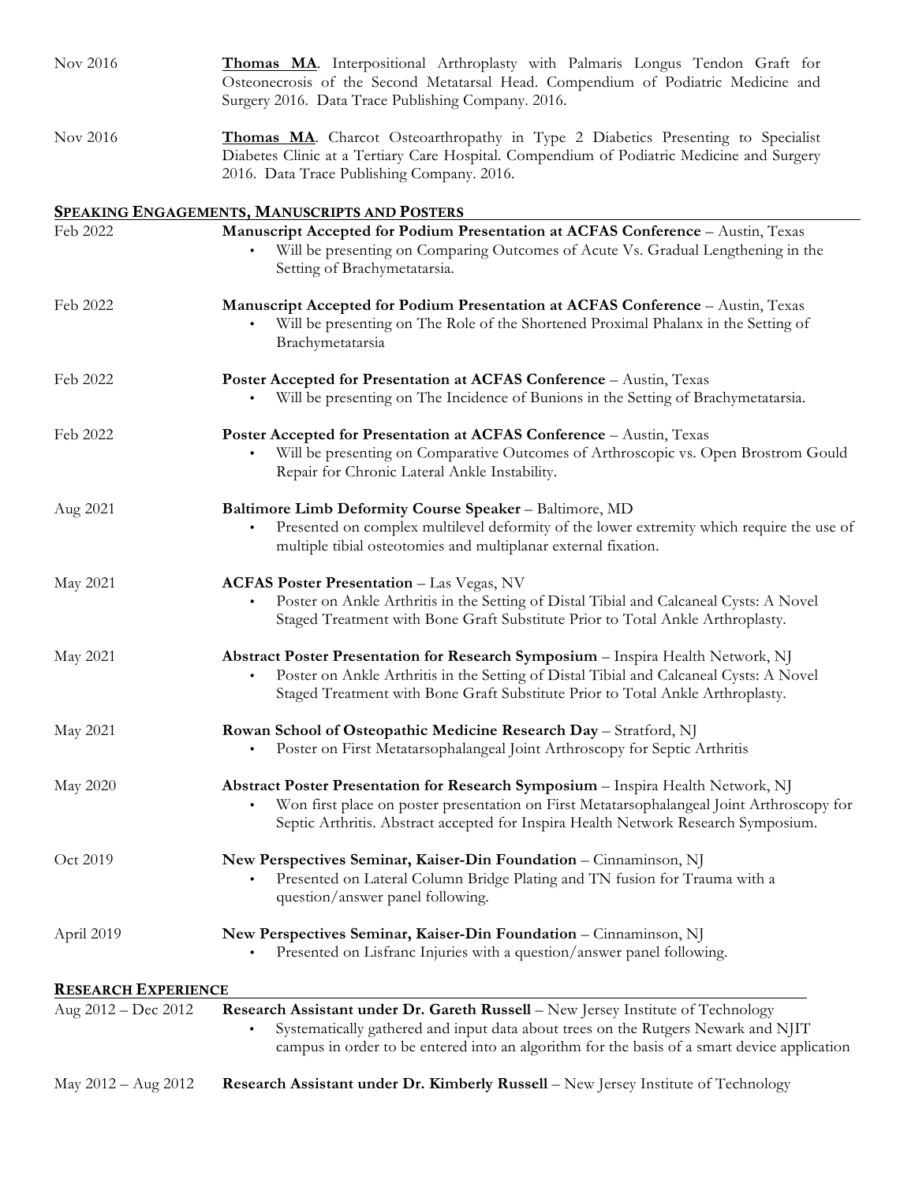Nov 2016 — **Thomas MA**. Interpositional Arthroplasty with Palmaris Longus Tendon Graft for Osteonecrosis of the Second Metatarsal Head. Compendium of Podiatric Medicine and Surgery 2016. Data Trace Publishing Company. 2016.

Nov 2016 — **Thomas MA**. Charcot Osteoarthropathy in Type 2 Diabetics Presenting to Specialist Diabetes Clinic at a Tertiary Care Hospital. Compendium of Podiatric Medicine and Surgery 2016. Data Trace Publishing Company. 2016.

## SPEAKING ENGAGEMENTS, MANUSCRIPTS AND POSTERS

Feb 2022 — **Manuscript Accepted for Podium Presentation at ACFAS Conference** – Austin, Texas
- Will be presenting on Comparing Outcomes of Acute Vs. Gradual Lengthening in the Setting of Brachymetatarsia.

Feb 2022 — **Manuscript Accepted for Podium Presentation at ACFAS Conference** – Austin, Texas
- Will be presenting on The Role of the Shortened Proximal Phalanx in the Setting of Brachymetatarsia

Feb 2022 — **Poster Accepted for Presentation at ACFAS Conference** – Austin, Texas
- Will be presenting on The Incidence of Bunions in the Setting of Brachymetatarsia.

Feb 2022 — **Poster Accepted for Presentation at ACFAS Conference** – Austin, Texas
- Will be presenting on Comparative Outcomes of Arthroscopic vs. Open Brostrom Gould Repair for Chronic Lateral Ankle Instability.

Aug 2021 — **Baltimore Limb Deformity Course Speaker** – Baltimore, MD
- Presented on complex multilevel deformity of the lower extremity which require the use of multiple tibial osteotomies and multiplanar external fixation.

May 2021 — **ACFAS Poster Presentation** – Las Vegas, NV
- Poster on Ankle Arthritis in the Setting of Distal Tibial and Calcaneal Cysts: A Novel Staged Treatment with Bone Graft Substitute Prior to Total Ankle Arthroplasty.

May 2021 — **Abstract Poster Presentation for Research Symposium** – Inspira Health Network, NJ
- Poster on Ankle Arthritis in the Setting of Distal Tibial and Calcaneal Cysts: A Novel Staged Treatment with Bone Graft Substitute Prior to Total Ankle Arthroplasty.

May 2021 — **Rowan School of Osteopathic Medicine Research Day** – Stratford, NJ
- Poster on First Metatarsophalangeal Joint Arthroscopy for Septic Arthritis

May 2020 — **Abstract Poster Presentation for Research Symposium** – Inspira Health Network, NJ
- Won first place on poster presentation on First Metatarsophalangeal Joint Arthroscopy for Septic Arthritis. Abstract accepted for Inspira Health Network Research Symposium.

Oct 2019 — **New Perspectives Seminar, Kaiser-Din Foundation** – Cinnaminson, NJ
- Presented on Lateral Column Bridge Plating and TN fusion for Trauma with a question/answer panel following.

April 2019 — **New Perspectives Seminar, Kaiser-Din Foundation** – Cinnaminson, NJ
- Presented on Lisfranc Injuries with a question/answer panel following.

## RESEARCH EXPERIENCE

Aug 2012 – Dec 2012 — **Research Assistant under Dr. Gareth Russell** – New Jersey Institute of Technology
- Systematically gathered and input data about trees on the Rutgers Newark and NJIT campus in order to be entered into an algorithm for the basis of a smart device application

May 2012 – Aug 2012 — **Research Assistant under Dr. Kimberly Russell** – New Jersey Institute of Technology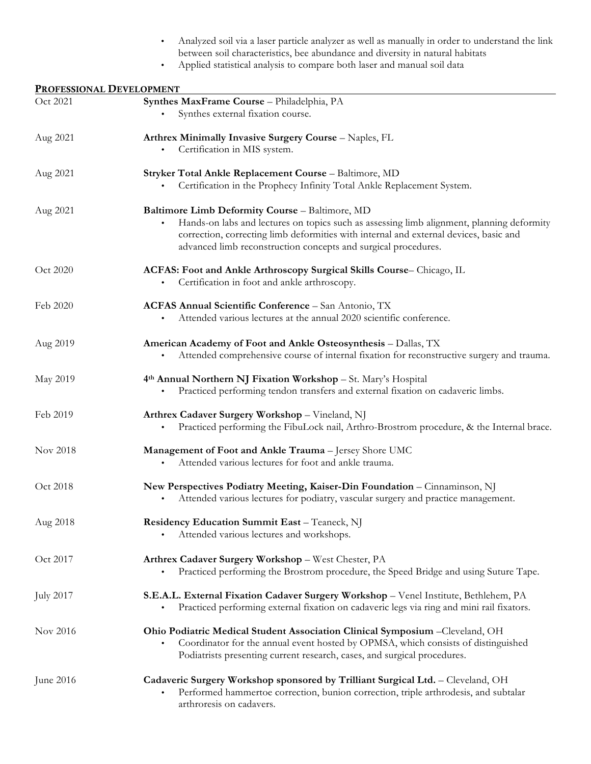- Analyzed soil via a laser particle analyzer as well as manually in order to understand the link between soil characteristics, bee abundance and diversity in natural habitats
- Applied statistical analysis to compare both laser and manual soil data

## PROFESSIONAL DEVELOPMENT

Oct 2021 — **Synthes MaxFrame Course** – Philadelphia, PA
- Synthes external fixation course.

Aug 2021 — **Arthrex Minimally Invasive Surgery Course** – Naples, FL
- Certification in MIS system.

Aug 2021 — **Stryker Total Ankle Replacement Course** – Baltimore, MD
- Certification in the Prophecy Infinity Total Ankle Replacement System.

Aug 2021 — **Baltimore Limb Deformity Course** – Baltimore, MD
- Hands-on labs and lectures on topics such as assessing limb alignment, planning deformity correction, correcting limb deformities with internal and external devices, basic and advanced limb reconstruction concepts and surgical procedures.

Oct 2020 — **ACFAS: Foot and Ankle Arthroscopy Surgical Skills Course**– Chicago, IL
- Certification in foot and ankle arthroscopy.

Feb 2020 — **ACFAS Annual Scientific Conference** – San Antonio, TX
- Attended various lectures at the annual 2020 scientific conference.

Aug 2019 — **American Academy of Foot and Ankle Osteosynthesis** – Dallas, TX
- Attended comprehensive course of internal fixation for reconstructive surgery and trauma.

May 2019 — **4th Annual Northern NJ Fixation Workshop** – St. Mary's Hospital
- Practiced performing tendon transfers and external fixation on cadaveric limbs.

Feb 2019 — **Arthrex Cadaver Surgery Workshop** – Vineland, NJ
- Practiced performing the FibuLock nail, Arthro-Brostrom procedure, & the Internal brace.

Nov 2018 — **Management of Foot and Ankle Trauma** – Jersey Shore UMC
- Attended various lectures for foot and ankle trauma.

Oct 2018 — **New Perspectives Podiatry Meeting, Kaiser-Din Foundation** – Cinnaminson, NJ
- Attended various lectures for podiatry, vascular surgery and practice management.

Aug 2018 — **Residency Education Summit East** – Teaneck, NJ
- Attended various lectures and workshops.

Oct 2017 — **Arthrex Cadaver Surgery Workshop** – West Chester, PA
- Practiced performing the Brostrom procedure, the Speed Bridge and using Suture Tape.

July 2017 — **S.E.A.L. External Fixation Cadaver Surgery Workshop** – Venel Institute, Bethlehem, PA
- Practiced performing external fixation on cadaveric legs via ring and mini rail fixators.

Nov 2016 — **Ohio Podiatric Medical Student Association Clinical Symposium** –Cleveland, OH
- Coordinator for the annual event hosted by OPMSA, which consists of distinguished Podiatrists presenting current research, cases, and surgical procedures.

June 2016 — **Cadaveric Surgery Workshop sponsored by Trilliant Surgical Ltd.** – Cleveland, OH
- Performed hammertoe correction, bunion correction, triple arthrodesis, and subtalar arthroresis on cadavers.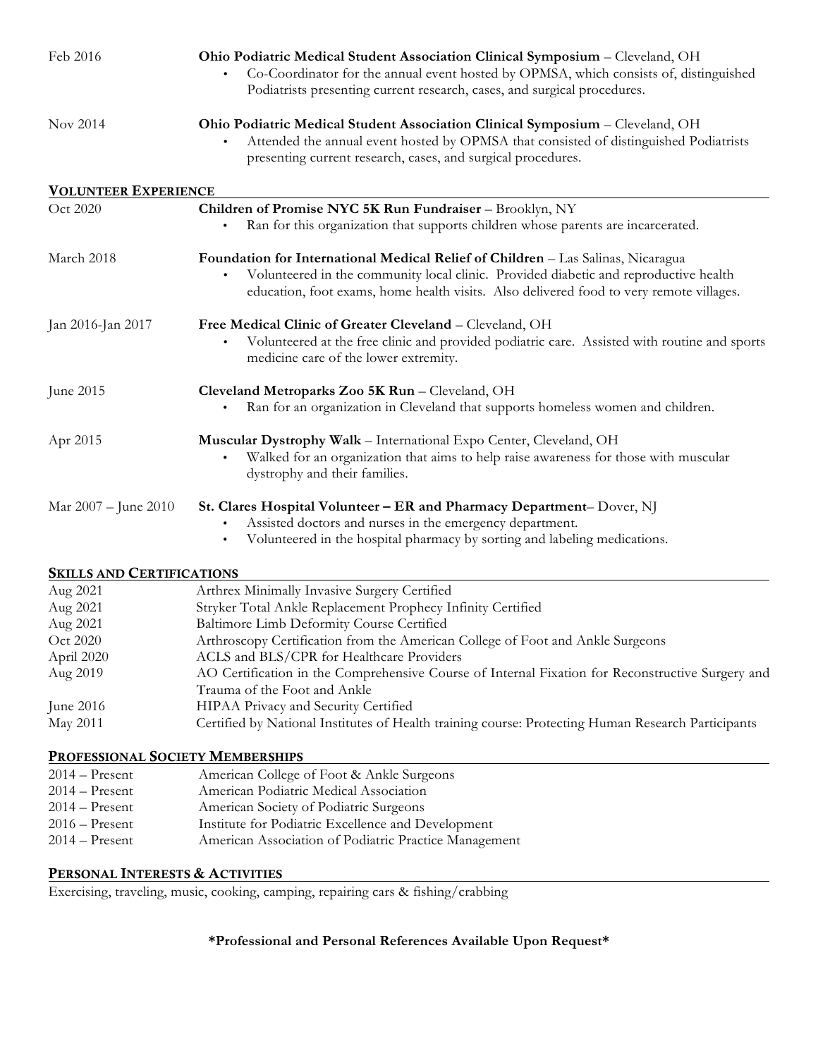Feb 2016 — **Ohio Podiatric Medical Student Association Clinical Symposium** – Cleveland, OH

- Co-Coordinator for the annual event hosted by OPMSA, which consists of, distinguished Podiatrists presenting current research, cases, and surgical procedures.

Nov 2014 — **Ohio Podiatric Medical Student Association Clinical Symposium** – Cleveland, OH

- Attended the annual event hosted by OPMSA that consisted of distinguished Podiatrists presenting current research, cases, and surgical procedures.

## VOLUNTEER EXPERIENCE

Oct 2020 — **Children of Promise NYC 5K Run Fundraiser** – Brooklyn, NY

- Ran for this organization that supports children whose parents are incarcerated.

March 2018 — **Foundation for International Medical Relief of Children** – Las Salinas, Nicaragua

- Volunteered in the community local clinic. Provided diabetic and reproductive health education, foot exams, home health visits. Also delivered food to very remote villages.

Jan 2016-Jan 2017 — **Free Medical Clinic of Greater Cleveland** – Cleveland, OH

- Volunteered at the free clinic and provided podiatric care. Assisted with routine and sports medicine care of the lower extremity.

June 2015 — **Cleveland Metroparks Zoo 5K Run** – Cleveland, OH

- Ran for an organization in Cleveland that supports homeless women and children.

Apr 2015 — **Muscular Dystrophy Walk** – International Expo Center, Cleveland, OH

- Walked for an organization that aims to help raise awareness for those with muscular dystrophy and their families.

Mar 2007 – June 2010 — **St. Clares Hospital Volunteer – ER and Pharmacy Department**– Dover, NJ

- Assisted doctors and nurses in the emergency department.
- Volunteered in the hospital pharmacy by sorting and labeling medications.

## SKILLS AND CERTIFICATIONS

| | |
|---|---|
| Aug 2021 | Arthrex Minimally Invasive Surgery Certified |
| Aug 2021 | Stryker Total Ankle Replacement Prophecy Infinity Certified |
| Aug 2021 | Baltimore Limb Deformity Course Certified |
| Oct 2020 | Arthroscopy Certification from the American College of Foot and Ankle Surgeons |
| April 2020 | ACLS and BLS/CPR for Healthcare Providers |
| Aug 2019 | AO Certification in the Comprehensive Course of Internal Fixation for Reconstructive Surgery and Trauma of the Foot and Ankle |
| June 2016 | HIPAA Privacy and Security Certified |
| May 2011 | Certified by National Institutes of Health training course: Protecting Human Research Participants |

## PROFESSIONAL SOCIETY MEMBERSHIPS

| | |
|---|---|
| 2014 – Present | American College of Foot & Ankle Surgeons |
| 2014 – Present | American Podiatric Medical Association |
| 2014 – Present | American Society of Podiatric Surgeons |
| 2016 – Present | Institute for Podiatric Excellence and Development |
| 2014 – Present | American Association of Podiatric Practice Management |

## PERSONAL INTERESTS & ACTIVITIES

Exercising, traveling, music, cooking, camping, repairing cars & fishing/crabbing

**\*Professional and Personal References Available Upon Request\***